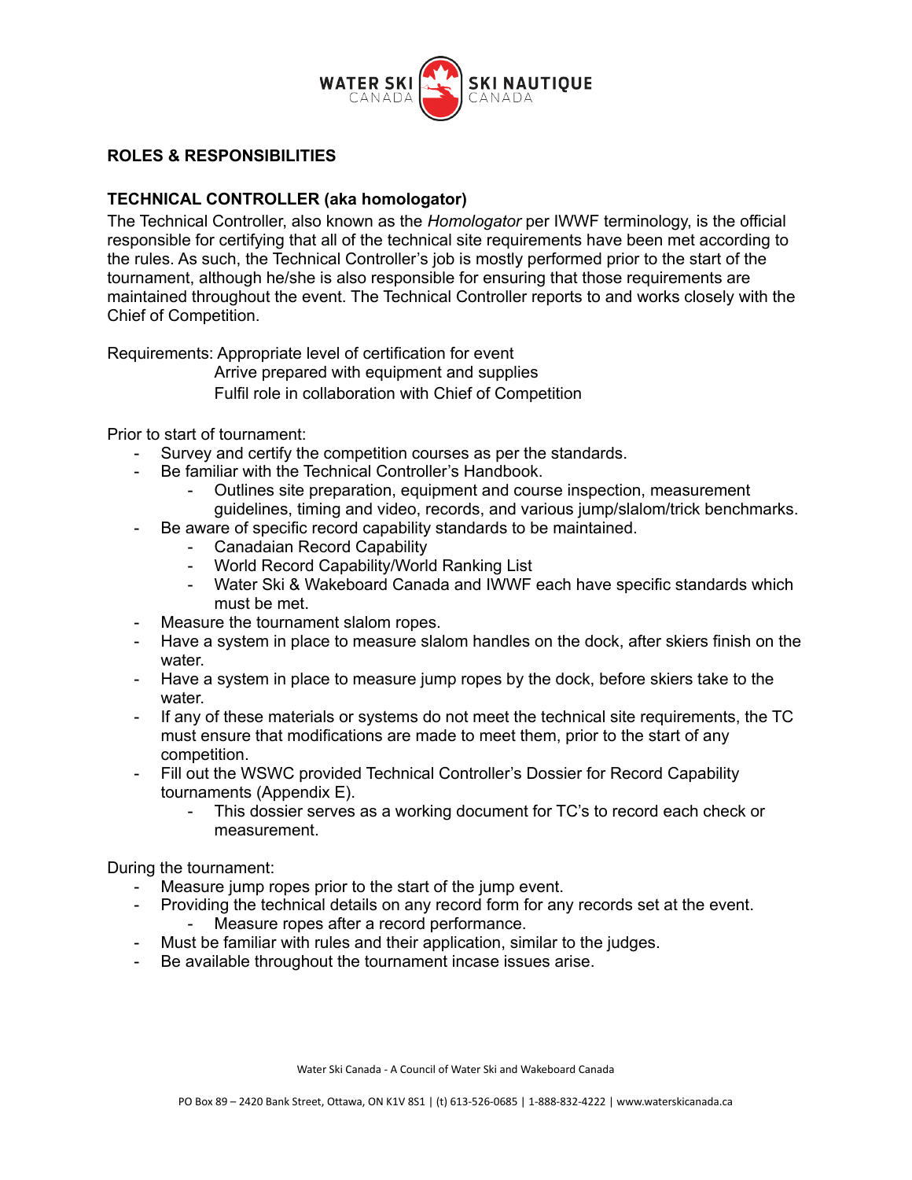## ROLES & RESPONSIBILITIES

### TECHNICAL CONTROLLER (aka homologator)

The Technical Controller, also known as the *Homologator* per IWWF terminology, is the official responsible for certifying that all of the technical site requirements have been met according to the rules. As such, the Technical Controller's job is mostly performed prior to the start of the tournament, although he/she is also responsible for ensuring that those requirements are maintained throughout the event. The Technical Controller reports to and works closely with the Chief of Competition.

Requirements: Appropriate level of certification for event
Arrive prepared with equipment and supplies
Fulfil role in collaboration with Chief of Competition

Prior to start of tournament:

- Survey and certify the competition courses as per the standards.
- Be familiar with the Technical Controller's Handbook.
    - Outlines site preparation, equipment and course inspection, measurement guidelines, timing and video, records, and various jump/slalom/trick benchmarks.
- Be aware of specific record capability standards to be maintained.
    - Canadaian Record Capability
    - World Record Capability/World Ranking List
    - Water Ski & Wakeboard Canada and IWWF each have specific standards which must be met.
- Measure the tournament slalom ropes.
- Have a system in place to measure slalom handles on the dock, after skiers finish on the water.
- Have a system in place to measure jump ropes by the dock, before skiers take to the water.
- If any of these materials or systems do not meet the technical site requirements, the TC must ensure that modifications are made to meet them, prior to the start of any competition.
- Fill out the WSWC provided Technical Controller's Dossier for Record Capability tournaments (Appendix E).
    - This dossier serves as a working document for TC's to record each check or measurement.

During the tournament:

- Measure jump ropes prior to the start of the jump event.
- Providing the technical details on any record form for any records set at the event.
    - Measure ropes after a record performance.
- Must be familiar with rules and their application, similar to the judges.
- Be available throughout the tournament incase issues arise.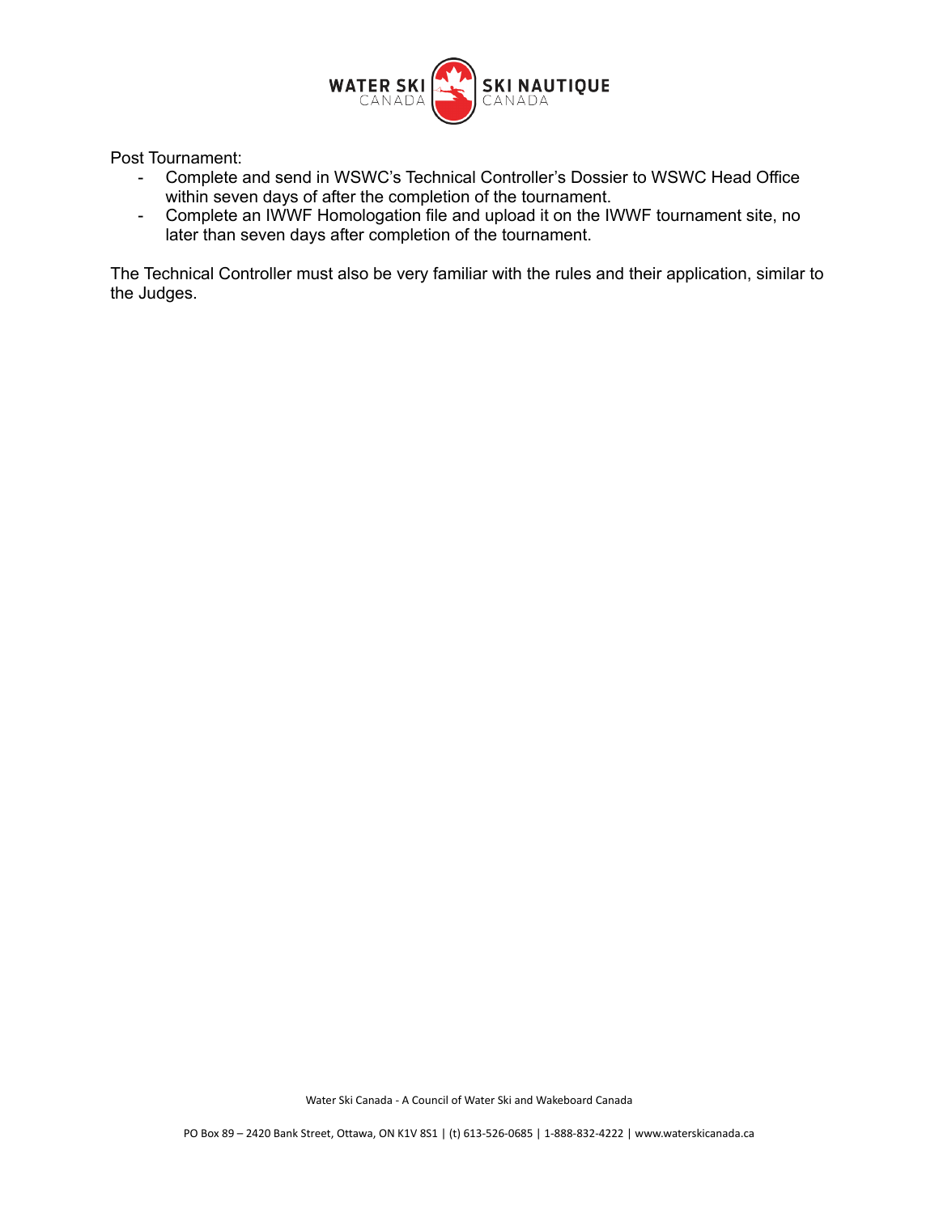Post Tournament:

- Complete and send in WSWC's Technical Controller's Dossier to WSWC Head Office within seven days of after the completion of the tournament.
- Complete an IWWF Homologation file and upload it on the IWWF tournament site, no later than seven days after completion of the tournament.

The Technical Controller must also be very familiar with the rules and their application, similar to the Judges.